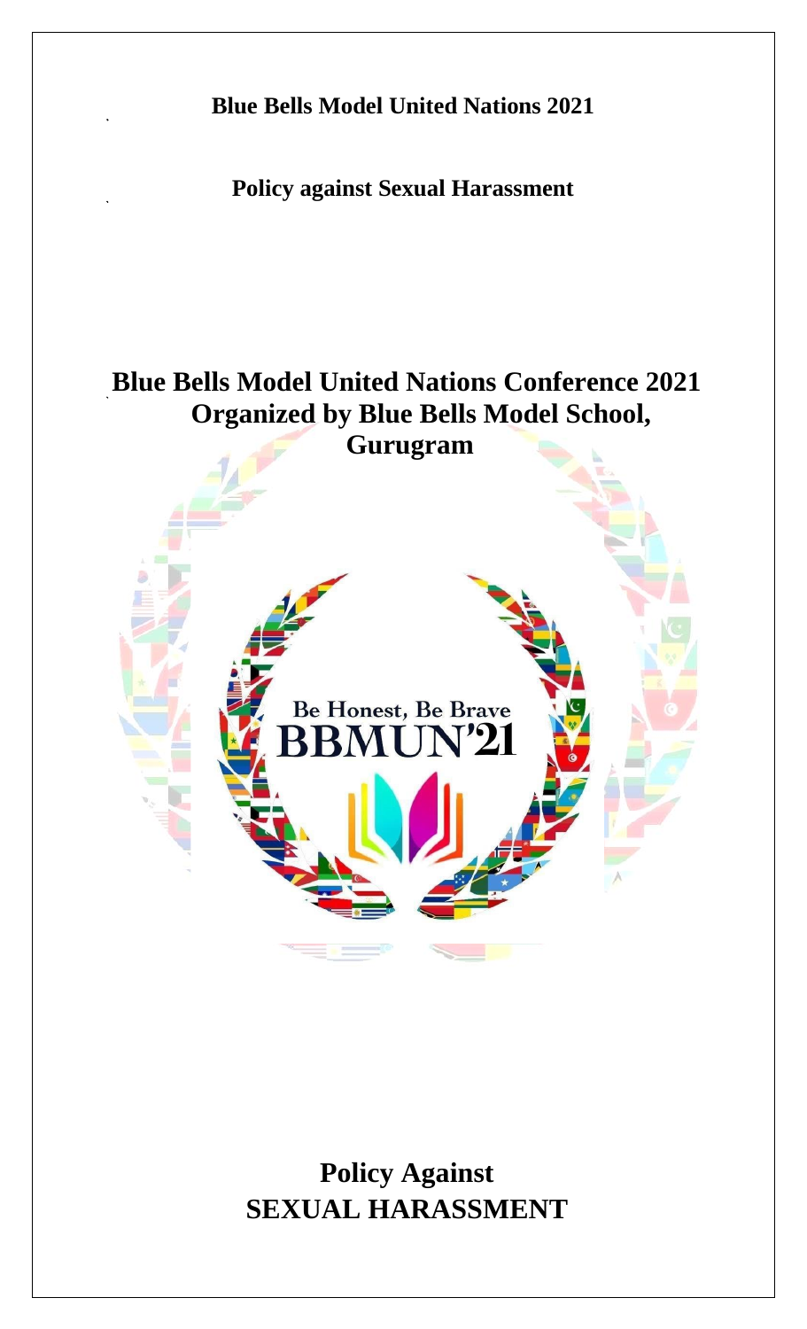**Blue Bells Model United Nations 2021**

**Policy against Sexual Harassment**

# Blue Bells Model United Nations Conference 2021 Organized by Blue Bells Model School, Gurugram

Be Honest, Be Brave

BBMUN'21

# Policy Against SEXUAL HARASSMENT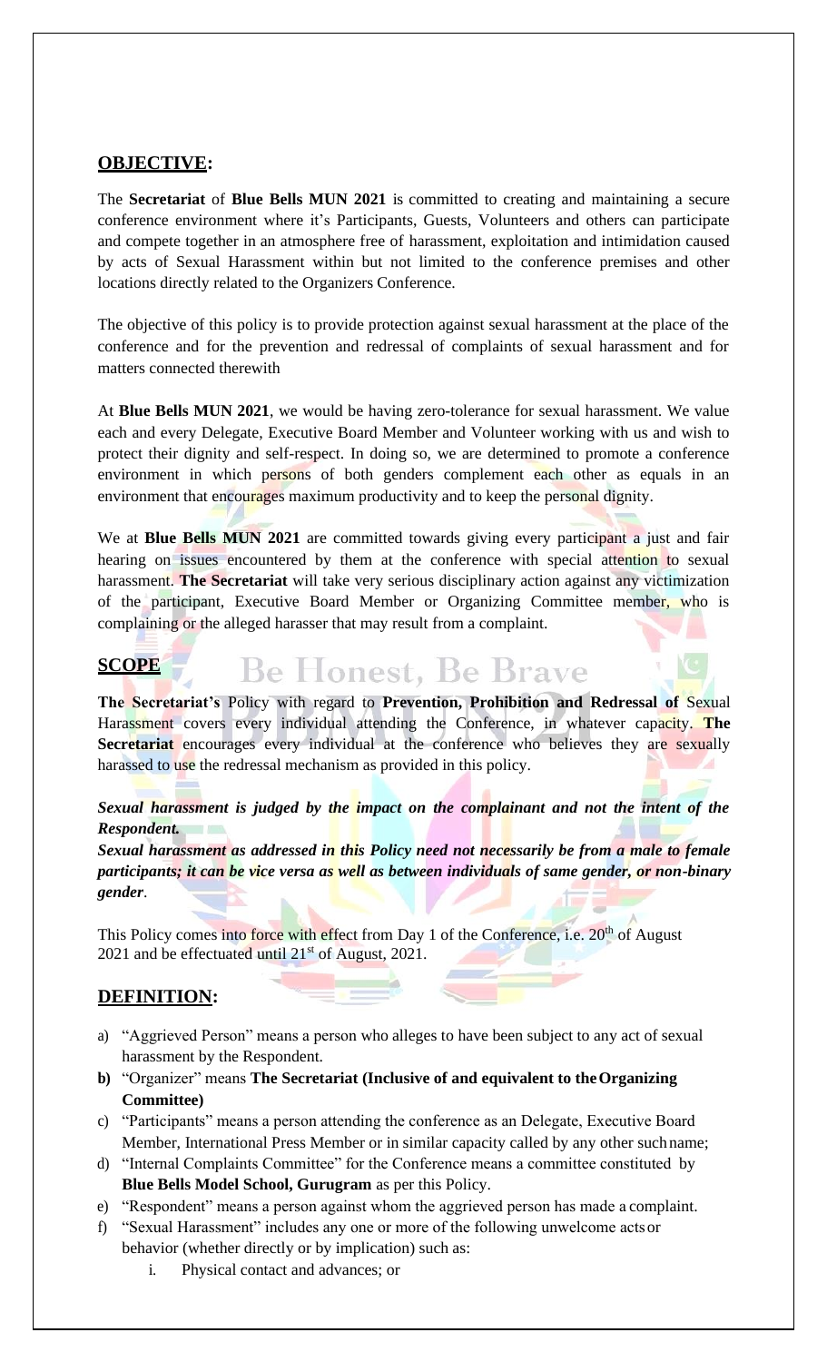## **OBJECTIVE:**

The **Secretariat** of **Blue Bells MUN 2021** is committed to creating and maintaining a secure conference environment where it's Participants, Guests, Volunteers and others can participate and compete together in an atmosphere free of harassment, exploitation and intimidation caused by acts of Sexual Harassment within but not limited to the conference premises and other locations directly related to the Organizers Conference.

The objective of this policy is to provide protection against sexual harassment at the place of the conference and for the prevention and redressal of complaints of sexual harassment and for matters connected therewith

At **Blue Bells MUN 2021**, we would be having zero-tolerance for sexual harassment. We value each and every Delegate, Executive Board Member and Volunteer working with us and wish to protect their dignity and self-respect. In doing so, we are determined to promote a conference environment in which persons of both genders complement each other as equals in an environment that encourages maximum productivity and to keep the personal dignity.

We at **Blue Bells MUN 2021** are committed towards giving every participant a just and fair hearing on issues encountered by them at the conference with special attention to sexual harassment. **The Secretariat** will take very serious disciplinary action against any victimization of the participant, Executive Board Member or Organizing Committee member, who is complaining or the alleged harasser that may result from a complaint.

## **SCOPE**

**The Secretariat's** Policy with regard to **Prevention, Prohibition and Redressal of** Sexual Harassment covers every individual attending the Conference, in whatever capacity. **The Secretariat** encourages every individual at the conference who believes they are sexually harassed to use the redressal mechanism as provided in this policy.

***Sexual harassment is judged by the impact on the complainant and not the intent of the Respondent.***

***Sexual harassment as addressed in this Policy need not necessarily be from a male to female participants; it can be vice versa as well as between individuals of same gender, or non-binary gender*.**

This Policy comes into force with effect from Day 1 of the Conference, i.e. 20th of August 2021 and be effectuated until 21st of August, 2021.

## **DEFINITION:**

a) "Aggrieved Person" means a person who alleges to have been subject to any act of sexual harassment by the Respondent.
b) "Organizer" means **The Secretariat (Inclusive of and equivalent to the Organizing Committee)**
c) "Participants" means a person attending the conference as an Delegate, Executive Board Member, International Press Member or in similar capacity called by any other such name;
d) "Internal Complaints Committee" for the Conference means a committee constituted by **Blue Bells Model School, Gurugram** as per this Policy.
e) "Respondent" means a person against whom the aggrieved person has made a complaint.
f) "Sexual Harassment" includes any one or more of the following unwelcome acts or behavior (whether directly or by implication) such as:
    i. Physical contact and advances; or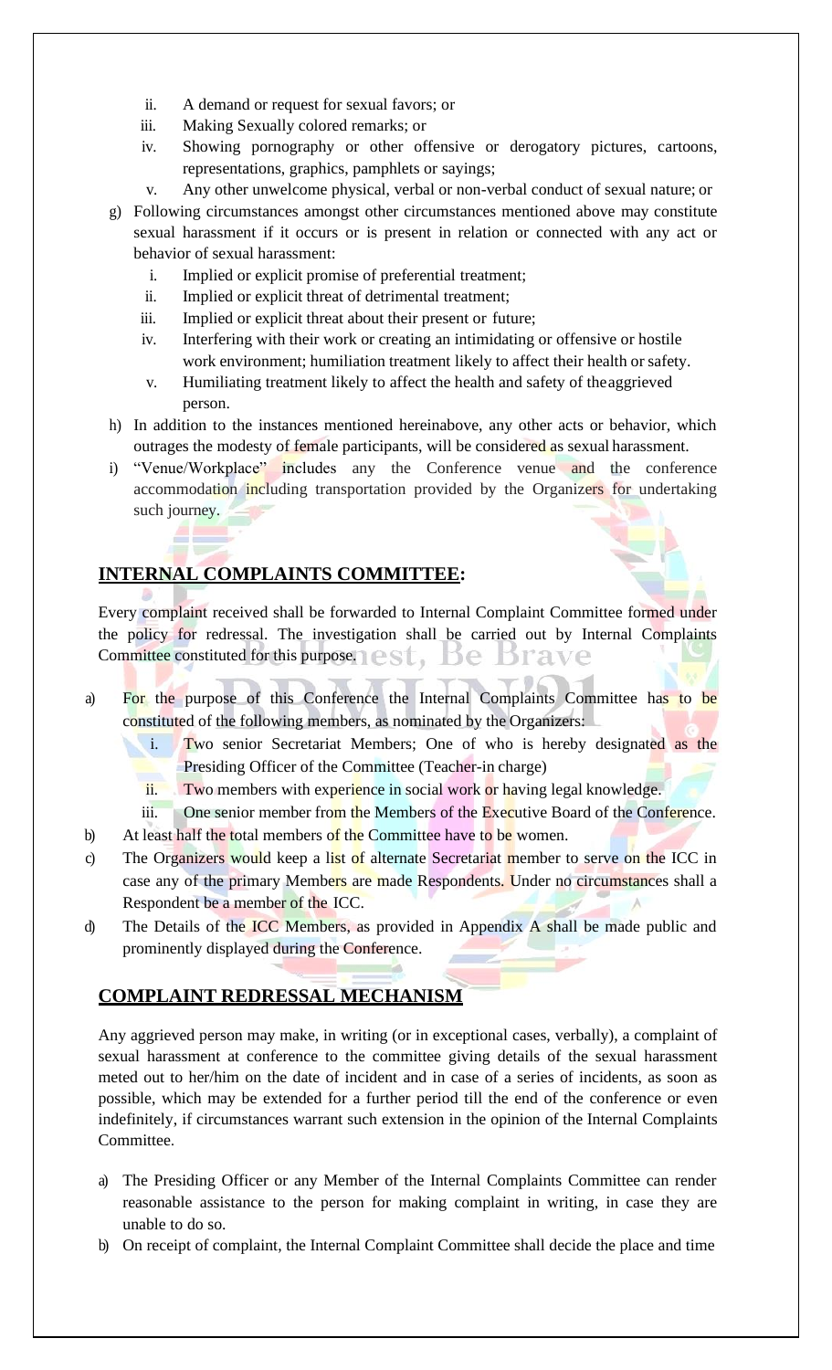ii. A demand or request for sexual favors; or
iii. Making Sexually colored remarks; or
iv. Showing pornography or other offensive or derogatory pictures, cartoons, representations, graphics, pamphlets or sayings;
v. Any other unwelcome physical, verbal or non-verbal conduct of sexual nature; or

g) Following circumstances amongst other circumstances mentioned above may constitute sexual harassment if it occurs or is present in relation or connected with any act or behavior of sexual harassment:
   i. Implied or explicit promise of preferential treatment;
   ii. Implied or explicit threat of detrimental treatment;
   iii. Implied or explicit threat about their present or future;
   iv. Interfering with their work or creating an intimidating or offensive or hostile work environment; humiliation treatment likely to affect their health or safety.
   v. Humiliating treatment likely to affect the health and safety of theaggrieved person.

h) In addition to the instances mentioned hereinabove, any other acts or behavior, which outrages the modesty of female participants, will be considered as sexual harassment.

i) "Venue/Workplace" includes any the Conference venue and the conference accommodation including transportation provided by the Organizers for undertaking such journey.

## INTERNAL COMPLAINTS COMMITTEE:

Every complaint received shall be forwarded to Internal Complaint Committee formed under the policy for redressal. The investigation shall be carried out by Internal Complaints Committee constituted for this purpose.

a) For the purpose of this Conference the Internal Complaints Committee has to be constituted of the following members, as nominated by the Organizers:
   i. Two senior Secretariat Members; One of who is hereby designated as the Presiding Officer of the Committee (Teacher-in charge)
   ii. Two members with experience in social work or having legal knowledge.
   iii. One senior member from the Members of the Executive Board of the Conference.

b) At least half the total members of the Committee have to be women.

c) The Organizers would keep a list of alternate Secretariat member to serve on the ICC in case any of the primary Members are made Respondents. Under no circumstances shall a Respondent be a member of the ICC.

d) The Details of the ICC Members, as provided in Appendix A shall be made public and prominently displayed during the Conference.

## COMPLAINT REDRESSAL MECHANISM

Any aggrieved person may make, in writing (or in exceptional cases, verbally), a complaint of sexual harassment at conference to the committee giving details of the sexual harassment meted out to her/him on the date of incident and in case of a series of incidents, as soon as possible, which may be extended for a further period till the end of the conference or even indefinitely, if circumstances warrant such extension in the opinion of the Internal Complaints Committee.

a) The Presiding Officer or any Member of the Internal Complaints Committee can render reasonable assistance to the person for making complaint in writing, in case they are unable to do so.

b) On receipt of complaint, the Internal Complaint Committee shall decide the place and time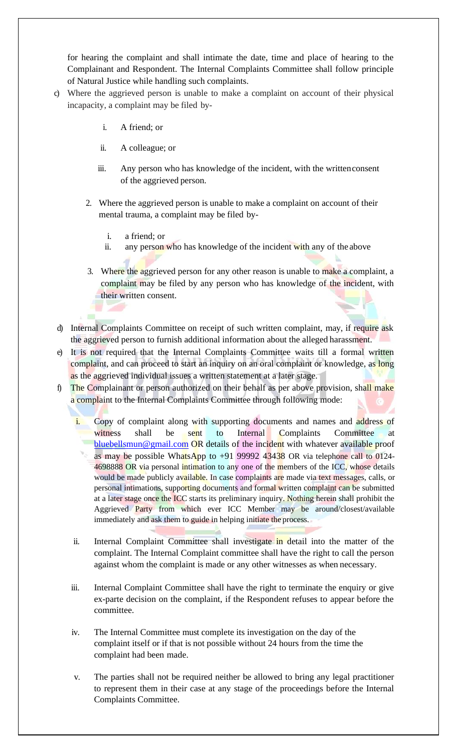for hearing the complaint and shall intimate the date, time and place of hearing to the Complainant and Respondent. The Internal Complaints Committee shall follow principle of Natural Justice while handling such complaints.

c) Where the aggrieved person is unable to make a complaint on account of their physical incapacity, a complaint may be filed by-

   i. A friend; or

   ii. A colleague; or

   iii. Any person who has knowledge of the incident, with the written consent of the aggrieved person.

   2. Where the aggrieved person is unable to make a complaint on account of their mental trauma, a complaint may be filed by-

      i. a friend; or
      ii. any person who has knowledge of the incident with any of the above

   3. Where the aggrieved person for any other reason is unable to make a complaint, a complaint may be filed by any person who has knowledge of the incident, with their written consent.

d) Internal Complaints Committee on receipt of such written complaint, may, if require ask the aggrieved person to furnish additional information about the alleged harassment.

e) It is not required that the Internal Complaints Committee waits till a formal written complaint, and can proceed to start an inquiry on an oral complaint or knowledge, as long as the aggrieved individual issues a written statement at a later stage.

f) The Complainant or person authorized on their behalf as per above provision, shall make a complaint to the Internal Complaints Committee through following mode:

   i. Copy of complaint along with supporting documents and names and address of witness shall be sent to Internal Complaints Committee at bluebellsmun@gmail.com OR details of the incident with whatever available proof as may be possible WhatsApp to +91 99992 43438 OR via telephone call to 0124-4698888 OR via personal intimation to any one of the members of the ICC, whose details would be made publicly available. In case complaints are made via text messages, calls, or personal intimations, supporting documents and formal written complaint can be submitted at a later stage once the ICC starts its preliminary inquiry. Nothing herein shall prohibit the Aggrieved Party from which ever ICC Member may be around/closest/available immediately and ask them to guide in helping initiate the process.

   ii. Internal Complaint Committee shall investigate in detail into the matter of the complaint. The Internal Complaint committee shall have the right to call the person against whom the complaint is made or any other witnesses as when necessary.

   iii. Internal Complaint Committee shall have the right to terminate the enquiry or give ex-parte decision on the complaint, if the Respondent refuses to appear before the committee.

   iv. The Internal Committee must complete its investigation on the day of the complaint itself or if that is not possible without 24 hours from the time the complaint had been made.

   v. The parties shall not be required neither be allowed to bring any legal practitioner to represent them in their case at any stage of the proceedings before the Internal Complaints Committee.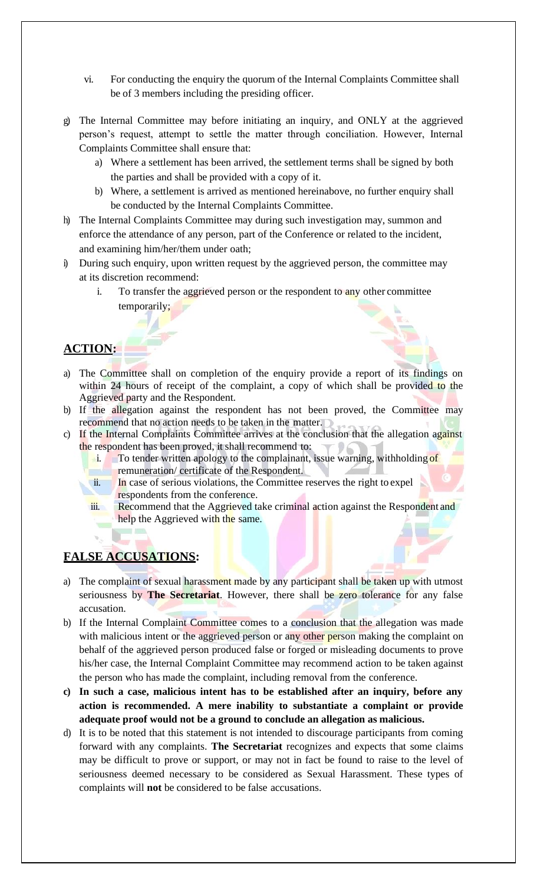vi. For conducting the enquiry the quorum of the Internal Complaints Committee shall be of 3 members including the presiding officer.

g) The Internal Committee may before initiating an inquiry, and ONLY at the aggrieved person's request, attempt to settle the matter through conciliation. However, Internal Complaints Committee shall ensure that:
   a) Where a settlement has been arrived, the settlement terms shall be signed by both the parties and shall be provided with a copy of it.
   b) Where, a settlement is arrived as mentioned hereinabove, no further enquiry shall be conducted by the Internal Complaints Committee.

h) The Internal Complaints Committee may during such investigation may, summon and enforce the attendance of any person, part of the Conference or related to the incident, and examining him/her/them under oath;

i) During such enquiry, upon written request by the aggrieved person, the committee may at its discretion recommend:
   i. To transfer the aggrieved person or the respondent to any other committee temporarily;

## ACTION:

a) The Committee shall on completion of the enquiry provide a report of its findings on within 24 hours of receipt of the complaint, a copy of which shall be provided to the Aggrieved party and the Respondent.

b) If the allegation against the respondent has not been proved, the Committee may recommend that no action needs to be taken in the matter.

c) If the Internal Complaints Committee arrives at the conclusion that the allegation against the respondent has been proved, it shall recommend to:
   i. To tender written apology to the complainant, issue warning, withholding of remuneration/ certificate of the Respondent.
   ii. In case of serious violations, the Committee reserves the right to expel respondents from the conference.
   iii. Recommend that the Aggrieved take criminal action against the Respondent and help the Aggrieved with the same.

## FALSE ACCUSATIONS:

a) The complaint of sexual harassment made by any participant shall be taken up with utmost seriousness by **The Secretariat**. However, there shall be zero tolerance for any false accusation.

b) If the Internal Complaint Committee comes to a conclusion that the allegation was made with malicious intent or the aggrieved person or any other person making the complaint on behalf of the aggrieved person produced false or forged or misleading documents to prove his/her case, the Internal Complaint Committee may recommend action to be taken against the person who has made the complaint, including removal from the conference.

**c) In such a case, malicious intent has to be established after an inquiry, before any action is recommended. A mere inability to substantiate a complaint or provide adequate proof would not be a ground to conclude an allegation as malicious.**

d) It is to be noted that this statement is not intended to discourage participants from coming forward with any complaints. **The Secretariat** recognizes and expects that some claims may be difficult to prove or support, or may not in fact be found to raise to the level of seriousness deemed necessary to be considered as Sexual Harassment. These types of complaints will **not** be considered to be false accusations.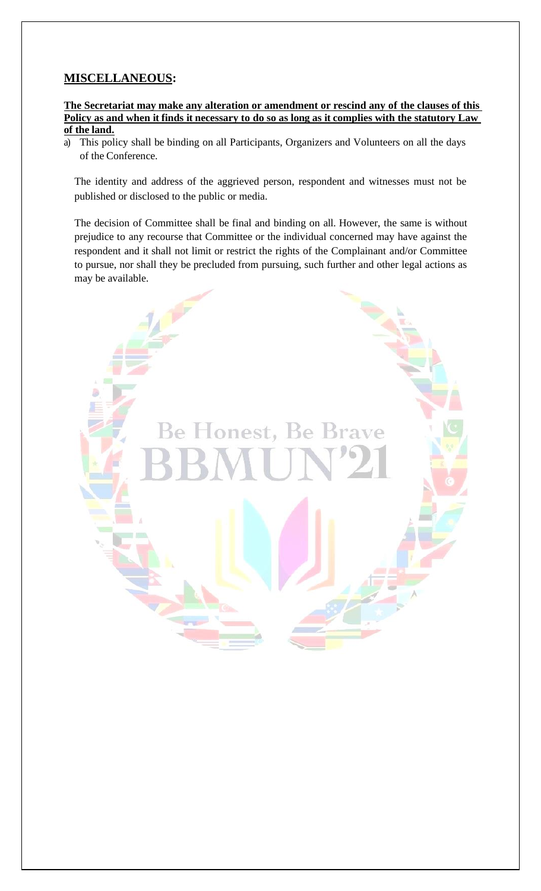## MISCELLANEOUS:

**The Secretariat may make any alteration or amendment or rescind any of the clauses of this Policy as and when it finds it necessary to do so as long as it complies with the statutory Law of the land.**

a) This policy shall be binding on all Participants, Organizers and Volunteers on all the days of the Conference.

The identity and address of the aggrieved person, respondent and witnesses must not be published or disclosed to the public or media.

The decision of Committee shall be final and binding on all. However, the same is without prejudice to any recourse that Committee or the individual concerned may have against the respondent and it shall not limit or restrict the rights of the Complainant and/or Committee to pursue, nor shall they be precluded from pursuing, such further and other legal actions as may be available.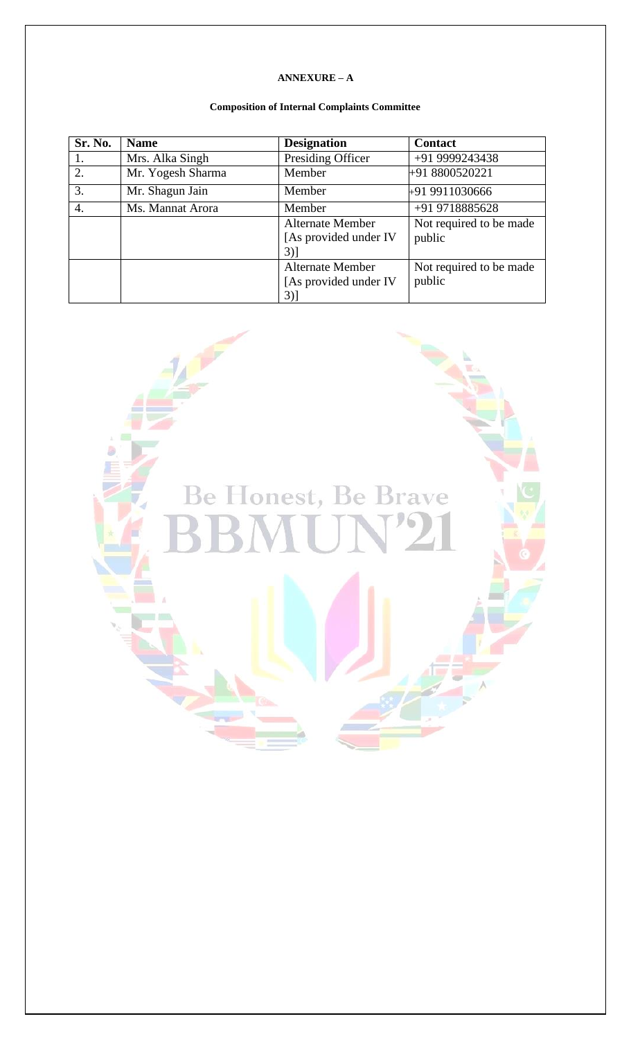**ANNEXURE – A**

**Composition of Internal Complaints Committee**

| Sr. No. | Name | Designation | Contact |
|---|---|---|---|
| 1. | Mrs. Alka Singh | Presiding Officer | +91 9999243438 |
| 2. | Mr. Yogesh Sharma | Member | +91 8800520221 |
| 3. | Mr. Shagun Jain | Member | +91 9911030666 |
| 4. | Ms. Mannat Arora | Member | +91 9718885628 |
| | | Alternate Member [As provided under IV 3)] | Not required to be made public |
| | | Alternate Member [As provided under IV 3)] | Not required to be made public |

Be Honest, Be Brave

BBMUN'21